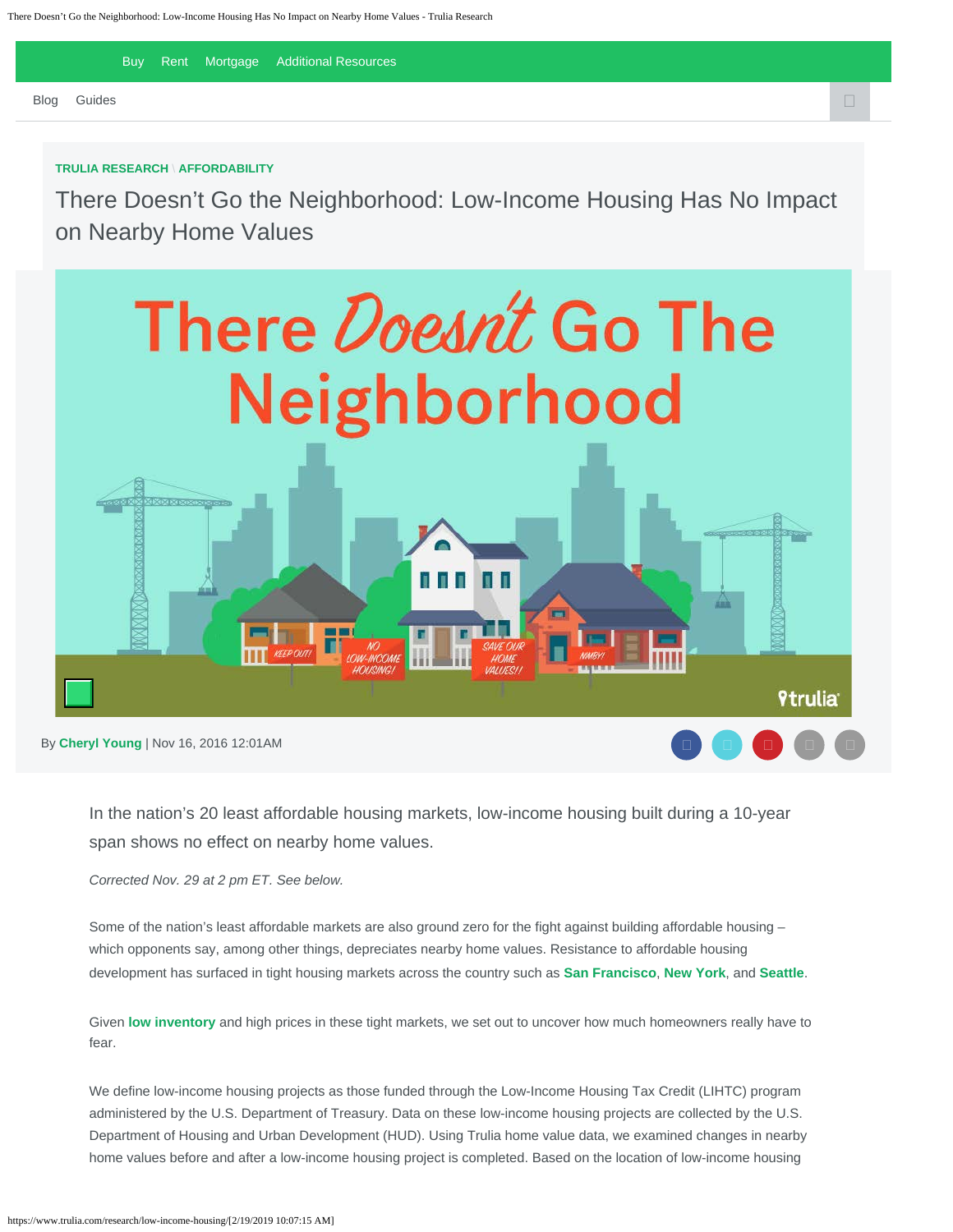Buy Rent Mortgage Additional Resources

Blog Guides

**TRULIA RESEARCH** | **AFFORDABILITY**

# There Doesn't Go the Neighborhood: Low-Income Housing Has No Impact on Nearby Home Values

By **Cheryl Young** | Nov 16, 2016 12:01AM

In the nation's 20 least affordable housing markets, low-income housing built during a 10-year span shows no effect on nearby home values.

*Corrected Nov. 29 at 2 pm ET. See below.*

Some of the nation's least affordable markets are also ground zero for the fight against building affordable housing – which opponents say, among other things, depreciates nearby home values. Resistance to affordable housing development has surfaced in tight housing markets across the country such as **San Francisco**, **New York**, and **Seattle**.

Given **low inventory** and high prices in these tight markets, we set out to uncover how much homeowners really have to fear.

We define low-income housing projects as those funded through the Low-Income Housing Tax Credit (LIHTC) program administered by the U.S. Department of Treasury. Data on these low-income housing projects are collected by the U.S. Department of Housing and Urban Development (HUD). Using Trulia home value data, we examined changes in nearby home values before and after a low-income housing project is completed. Based on the location of low-income housing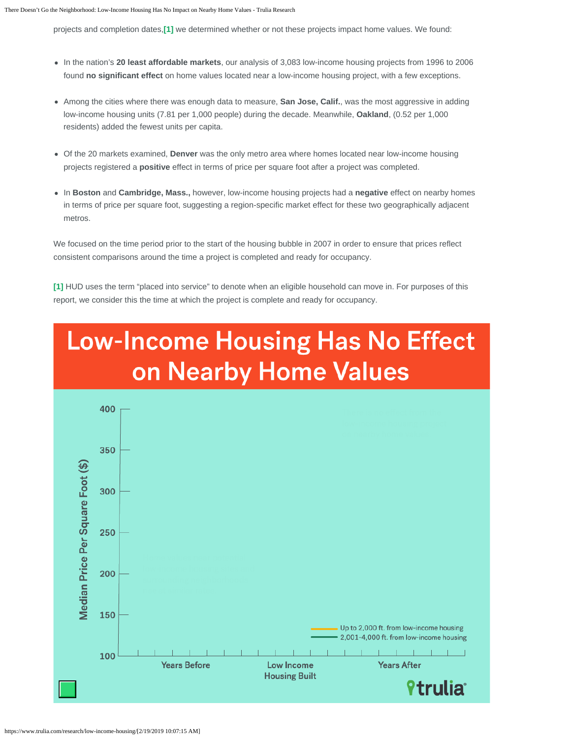projects and completion dates,[1] we determined whether or not these projects impact home values. We found:

- In the nation's **20 least affordable markets**, our analysis of 3,083 low-income housing projects from 1996 to 2006 found **no significant effect** on home values located near a low-income housing project, with a few exceptions.
- Among the cities where there was enough data to measure, **San Jose, Calif.**, was the most aggressive in adding low-income housing units (7.81 per 1,000 people) during the decade. Meanwhile, **Oakland**, (0.52 per 1,000 residents) added the fewest units per capita.
- Of the 20 markets examined, **Denver** was the only metro area where homes located near low-income housing projects registered a **positive** effect in terms of price per square foot after a project was completed.
- In **Boston** and **Cambridge, Mass.,** however, low-income housing projects had a **negative** effect on nearby homes in terms of price per square foot, suggesting a region-specific market effect for these two geographically adjacent metros.

We focused on the time period prior to the start of the housing bubble in 2007 in order to ensure that prices reflect consistent comparisons around the time a project is completed and ready for occupancy.

[1] HUD uses the term "placed into service" to denote when an eligible household can move in. For purposes of this report, we consider this the time at which the project is complete and ready for occupancy.

## Low-Income Housing Has No Effect on Nearby Home Values

Median Price Per Square Foot ($): 400, 350, 300, 250, 200, 150, 100

Years Before — Low Income Housing Built — Years After

- Up to 2,000 ft. from low-income housing
- 2,001-4,000 ft. from low-income housing

trulia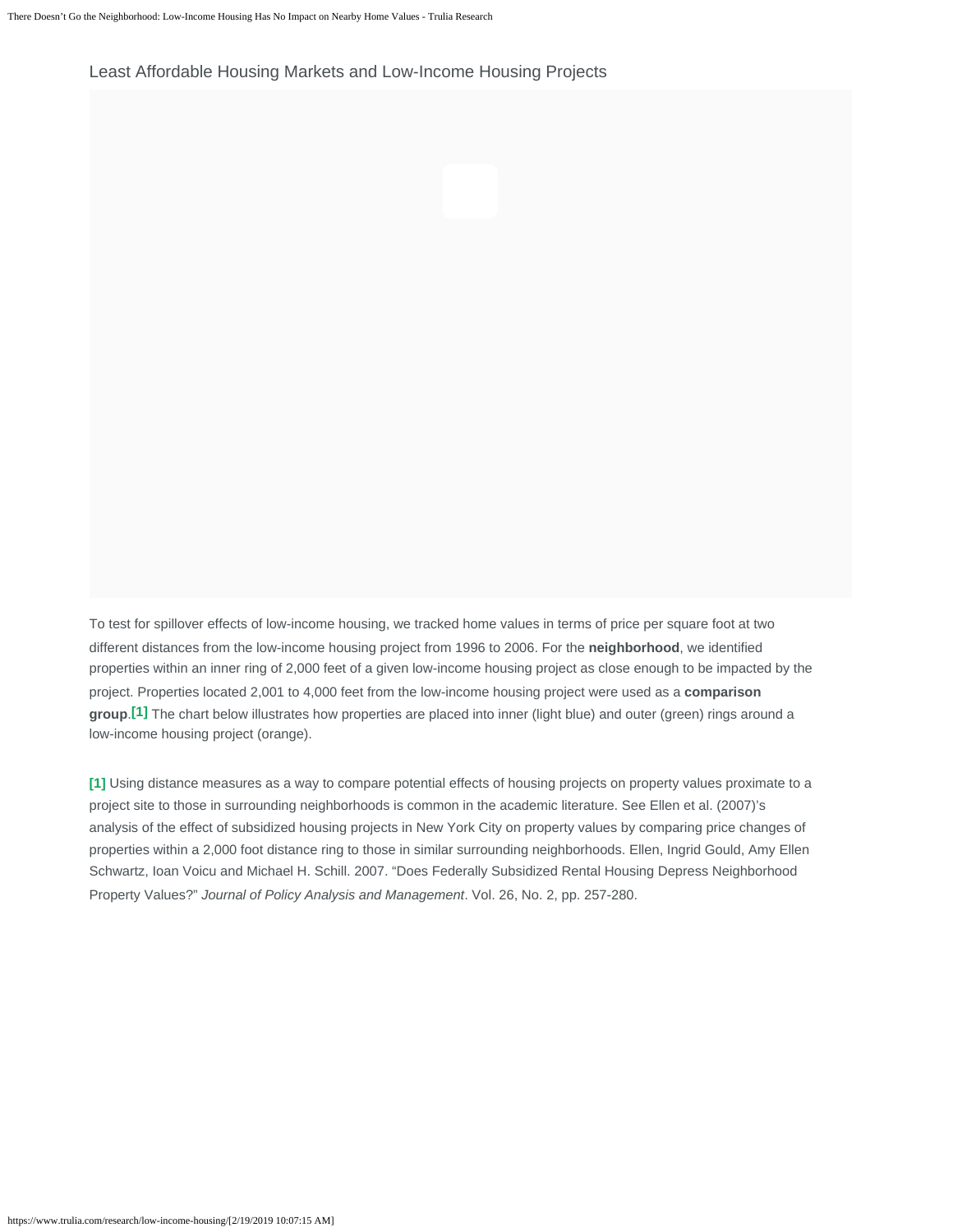Least Affordable Housing Markets and Low-Income Housing Projects

To test for spillover effects of low-income housing, we tracked home values in terms of price per square foot at two different distances from the low-income housing project from 1996 to 2006. For the **neighborhood**, we identified properties within an inner ring of 2,000 feet of a given low-income housing project as close enough to be impacted by the project. Properties located 2,001 to 4,000 feet from the low-income housing project were used as a **comparison group**.[1] The chart below illustrates how properties are placed into inner (light blue) and outer (green) rings around a low-income housing project (orange).

[1] Using distance measures as a way to compare potential effects of housing projects on property values proximate to a project site to those in surrounding neighborhoods is common in the academic literature. See Ellen et al. (2007)'s analysis of the effect of subsidized housing projects in New York City on property values by comparing price changes of properties within a 2,000 foot distance ring to those in similar surrounding neighborhoods. Ellen, Ingrid Gould, Amy Ellen Schwartz, Ioan Voicu and Michael H. Schill. 2007. "Does Federally Subsidized Rental Housing Depress Neighborhood Property Values?" *Journal of Policy Analysis and Management*. Vol. 26, No. 2, pp. 257-280.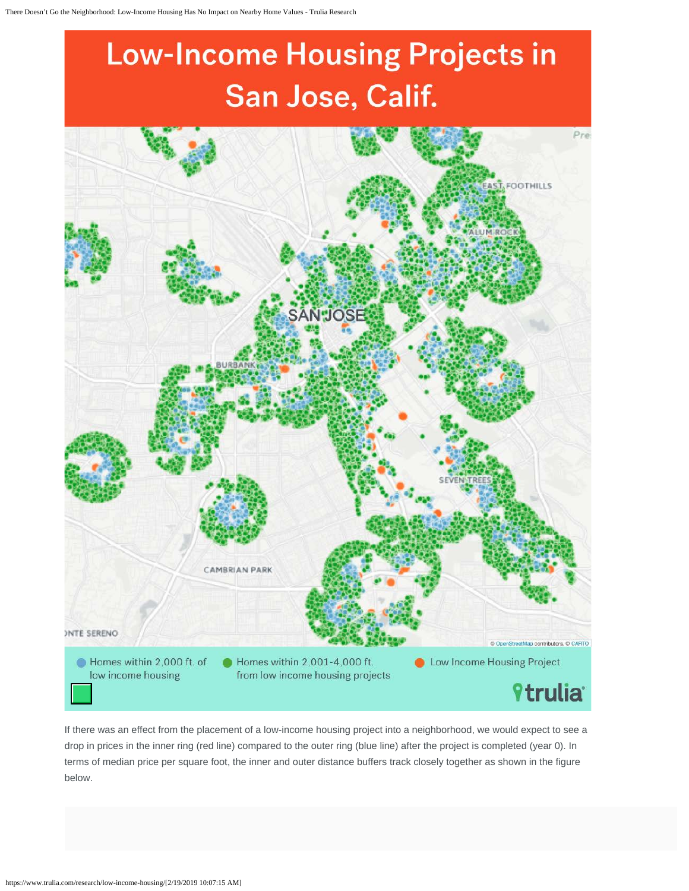# Low-Income Housing Projects in San Jose, Calif.

Homes within 2,000 ft. of low income housing

Homes within 2,001-4,000 ft. from low income housing projects

Low Income Housing Project

If there was an effect from the placement of a low-income housing project into a neighborhood, we would expect to see a drop in prices in the inner ring (red line) compared to the outer ring (blue line) after the project is completed (year 0). In terms of median price per square foot, the inner and outer distance buffers track closely together as shown in the figure below.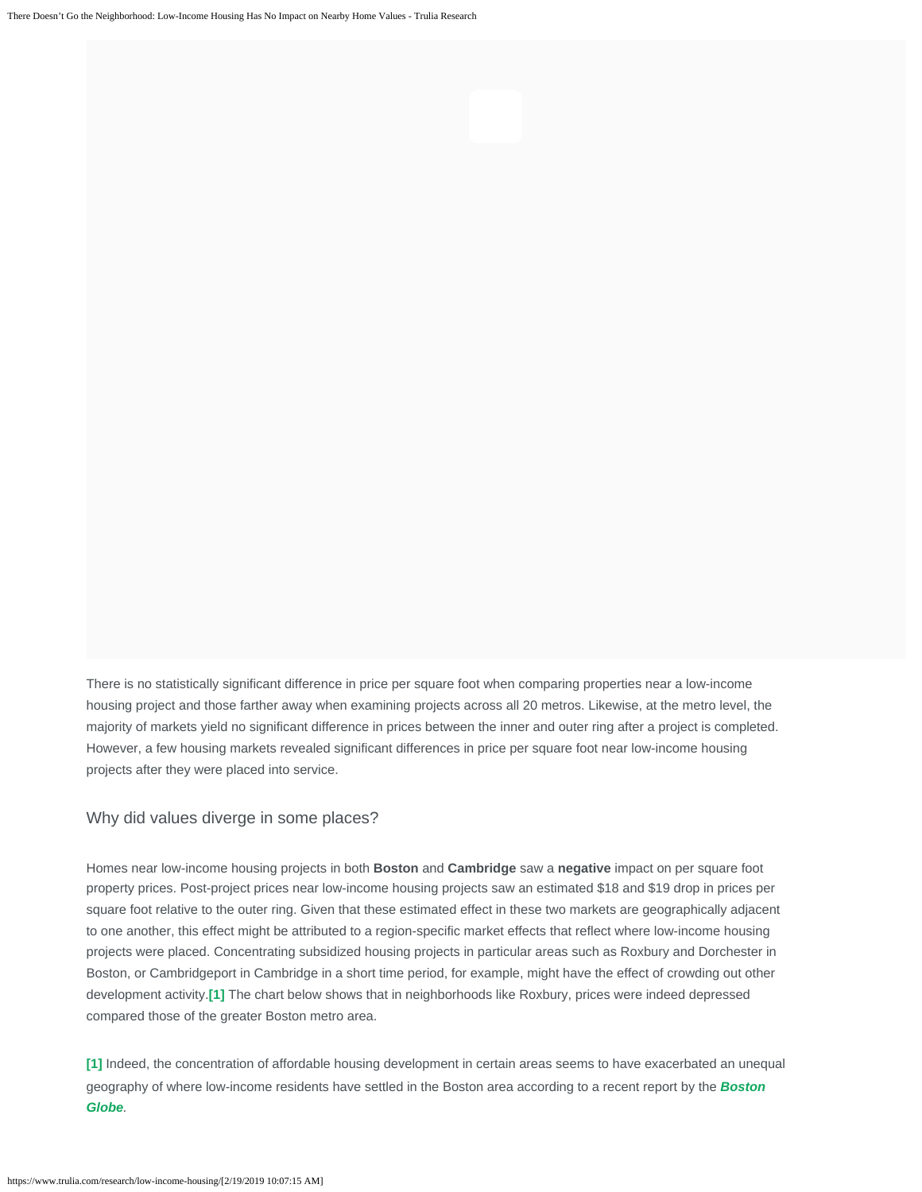There is no statistically significant difference in price per square foot when comparing properties near a low-income housing project and those farther away when examining projects across all 20 metros. Likewise, at the metro level, the majority of markets yield no significant difference in prices between the inner and outer ring after a project is completed. However, a few housing markets revealed significant differences in price per square foot near low-income housing projects after they were placed into service.

## Why did values diverge in some places?

Homes near low-income housing projects in both **Boston** and **Cambridge** saw a **negative** impact on per square foot property prices. Post-project prices near low-income housing projects saw an estimated $18 and $19 drop in prices per square foot relative to the outer ring. Given that these estimated effect in these two markets are geographically adjacent to one another, this effect might be attributed to a region-specific market effects that reflect where low-income housing projects were placed. Concentrating subsidized housing projects in particular areas such as Roxbury and Dorchester in Boston, or Cambridgeport in Cambridge in a short time period, for example, might have the effect of crowding out other development activity.**[1]** The chart below shows that in neighborhoods like Roxbury, prices were indeed depressed compared those of the greater Boston metro area.

**[1]** Indeed, the concentration of affordable housing development in certain areas seems to have exacerbated an unequal geography of where low-income residents have settled in the Boston area according to a recent report by the ***Boston Globe***.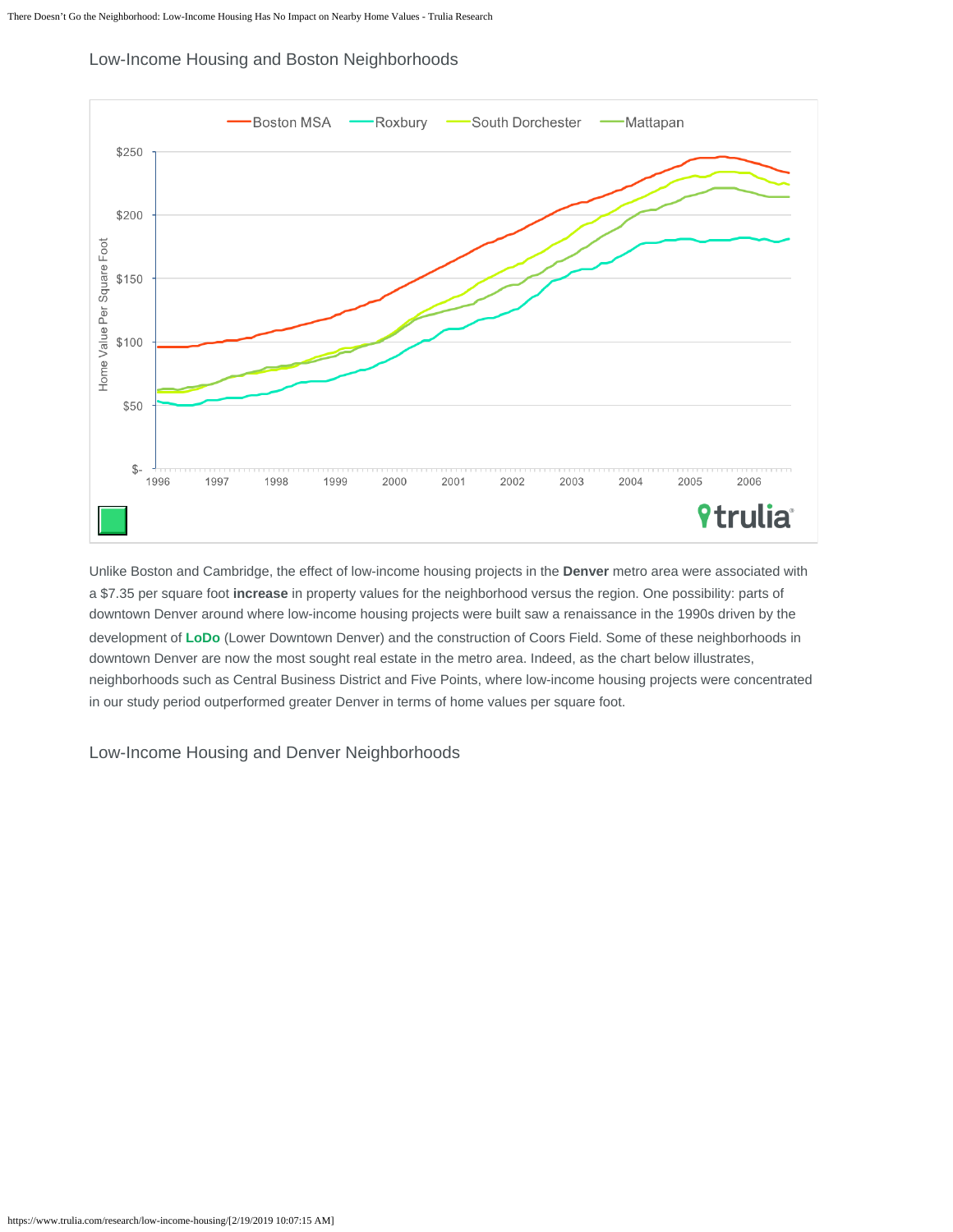Low-Income Housing and Boston Neighborhoods

Unlike Boston and Cambridge, the effect of low-income housing projects in the **Denver** metro area were associated with a $7.35 per square foot **increase** in property values for the neighborhood versus the region. One possibility: parts of downtown Denver around where low-income housing projects were built saw a renaissance in the 1990s driven by the development of **LoDo** (Lower Downtown Denver) and the construction of Coors Field. Some of these neighborhoods in downtown Denver are now the most sought real estate in the metro area. Indeed, as the chart below illustrates, neighborhoods such as Central Business District and Five Points, where low-income housing projects were concentrated in our study period outperformed greater Denver in terms of home values per square foot.

Low-Income Housing and Denver Neighborhoods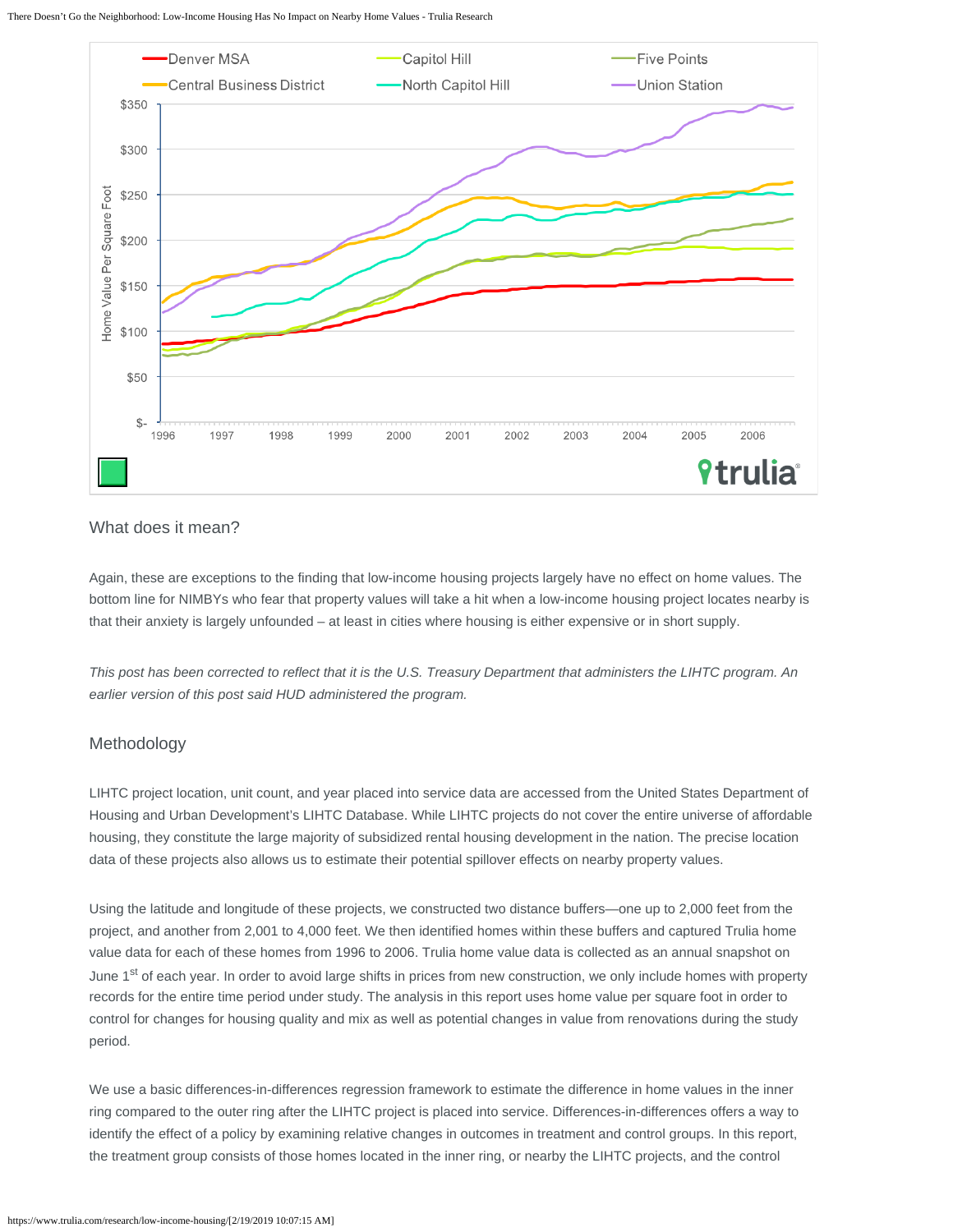## What does it mean?

Again, these are exceptions to the finding that low-income housing projects largely have no effect on home values. The bottom line for NIMBYs who fear that property values will take a hit when a low-income housing project locates nearby is that their anxiety is largely unfounded – at least in cities where housing is either expensive or in short supply.

*This post has been corrected to reflect that it is the U.S. Treasury Department that administers the LIHTC program. An earlier version of this post said HUD administered the program.*

## Methodology

LIHTC project location, unit count, and year placed into service data are accessed from the United States Department of Housing and Urban Development's LIHTC Database. While LIHTC projects do not cover the entire universe of affordable housing, they constitute the large majority of subsidized rental housing development in the nation. The precise location data of these projects also allows us to estimate their potential spillover effects on nearby property values.

Using the latitude and longitude of these projects, we constructed two distance buffers—one up to 2,000 feet from the project, and another from 2,001 to 4,000 feet. We then identified homes within these buffers and captured Trulia home value data for each of these homes from 1996 to 2006. Trulia home value data is collected as an annual snapshot on June 1st of each year. In order to avoid large shifts in prices from new construction, we only include homes with property records for the entire time period under study. The analysis in this report uses home value per square foot in order to control for changes for housing quality and mix as well as potential changes in value from renovations during the study period.

We use a basic differences-in-differences regression framework to estimate the difference in home values in the inner ring compared to the outer ring after the LIHTC project is placed into service. Differences-in-differences offers a way to identify the effect of a policy by examining relative changes in outcomes in treatment and control groups. In this report, the treatment group consists of those homes located in the inner ring, or nearby the LIHTC projects, and the control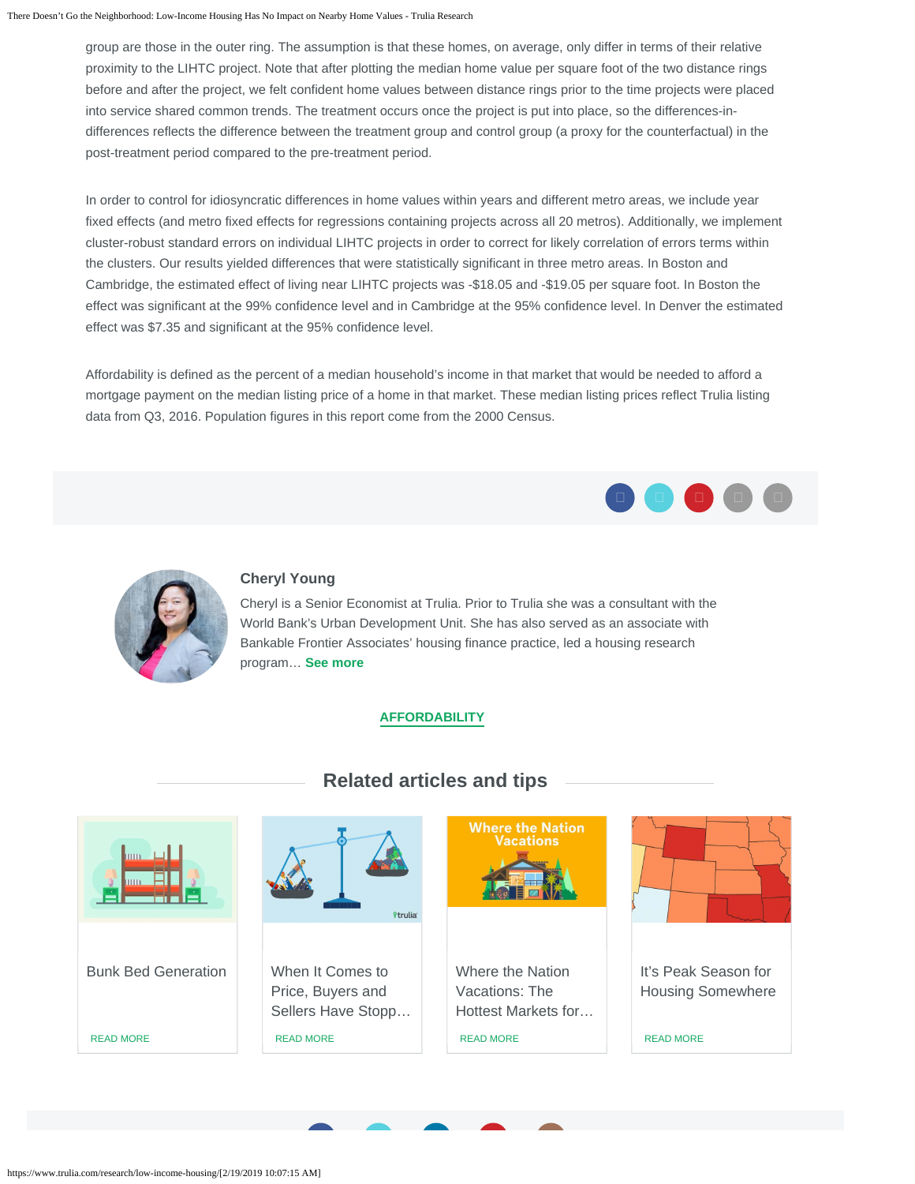group are those in the outer ring. The assumption is that these homes, on average, only differ in terms of their relative proximity to the LIHTC project. Note that after plotting the median home value per square foot of the two distance rings before and after the project, we felt confident home values between distance rings prior to the time projects were placed into service shared common trends. The treatment occurs once the project is put into place, so the differences-in-differences reflects the difference between the treatment group and control group (a proxy for the counterfactual) in the post-treatment period compared to the pre-treatment period.

In order to control for idiosyncratic differences in home values within years and different metro areas, we include year fixed effects (and metro fixed effects for regressions containing projects across all 20 metros). Additionally, we implement cluster-robust standard errors on individual LIHTC projects in order to correct for likely correlation of errors terms within the clusters. Our results yielded differences that were statistically significant in three metro areas. In Boston and Cambridge, the estimated effect of living near LIHTC projects was -$18.05 and -$19.05 per square foot. In Boston the effect was significant at the 99% confidence level and in Cambridge at the 95% confidence level. In Denver the estimated effect was $7.35 and significant at the 95% confidence level.

Affordability is defined as the percent of a median household's income in that market that would be needed to afford a mortgage payment on the median listing price of a home in that market. These median listing prices reflect Trulia listing data from Q3, 2016. Population figures in this report come from the 2000 Census.

**Cheryl Young**

Cheryl is a Senior Economist at Trulia. Prior to Trulia she was a consultant with the World Bank's Urban Development Unit. She has also served as an associate with Bankable Frontier Associates' housing finance practice, led a housing research program… **See more**

AFFORDABILITY

## Related articles and tips

Bunk Bed Generation

READ MORE

When It Comes to Price, Buyers and Sellers Have Stopp…

READ MORE

Where the Nation Vacations: The Hottest Markets for…

READ MORE

It's Peak Season for Housing Somewhere

READ MORE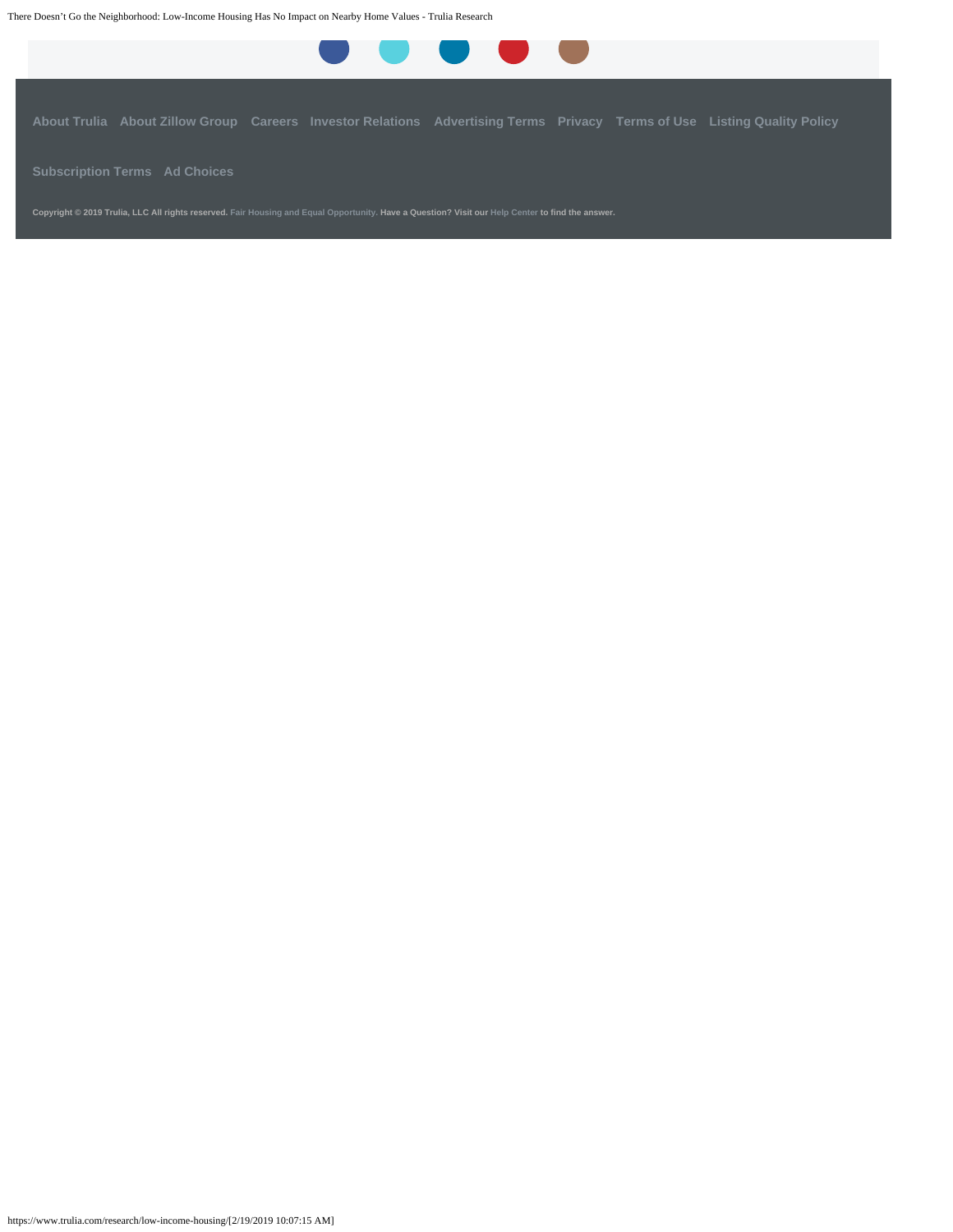About Trulia About Zillow Group Careers Investor Relations Advertising Terms Privacy Terms of Use Listing Quality Policy

Subscription Terms Ad Choices

Copyright © 2019 Trulia, LLC All rights reserved. Fair Housing and Equal Opportunity. Have a Question? Visit our Help Center to find the answer.